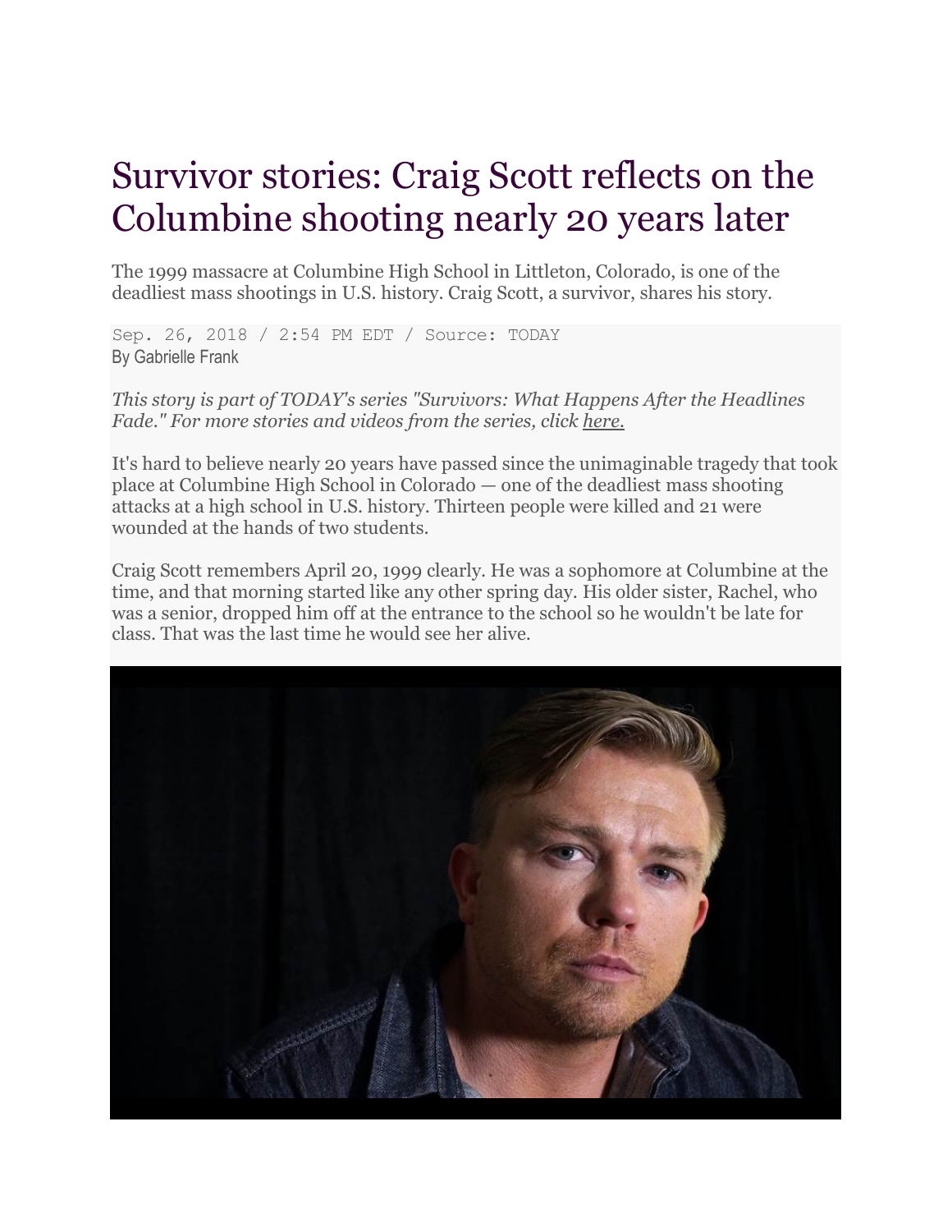# Survivor stories: Craig Scott reflects on the Columbine shooting nearly 20 years later

The 1999 massacre at Columbine High School in Littleton, Colorado, is one of the deadliest mass shootings in U.S. history. Craig Scott, a survivor, shares his story.

Sep. 26, 2018 / 2:54 PM EDT / Source: TODAY
By Gabrielle Frank

*This story is part of TODAY's series "Survivors: What Happens After the Headlines Fade." For more stories and videos from the series, click here.*

It's hard to believe nearly 20 years have passed since the unimaginable tragedy that took place at Columbine High School in Colorado — one of the deadliest mass shooting attacks at a high school in U.S. history. Thirteen people were killed and 21 were wounded at the hands of two students.

Craig Scott remembers April 20, 1999 clearly. He was a sophomore at Columbine at the time, and that morning started like any other spring day. His older sister, Rachel, who was a senior, dropped him off at the entrance to the school so he wouldn't be late for class. That was the last time he would see her alive.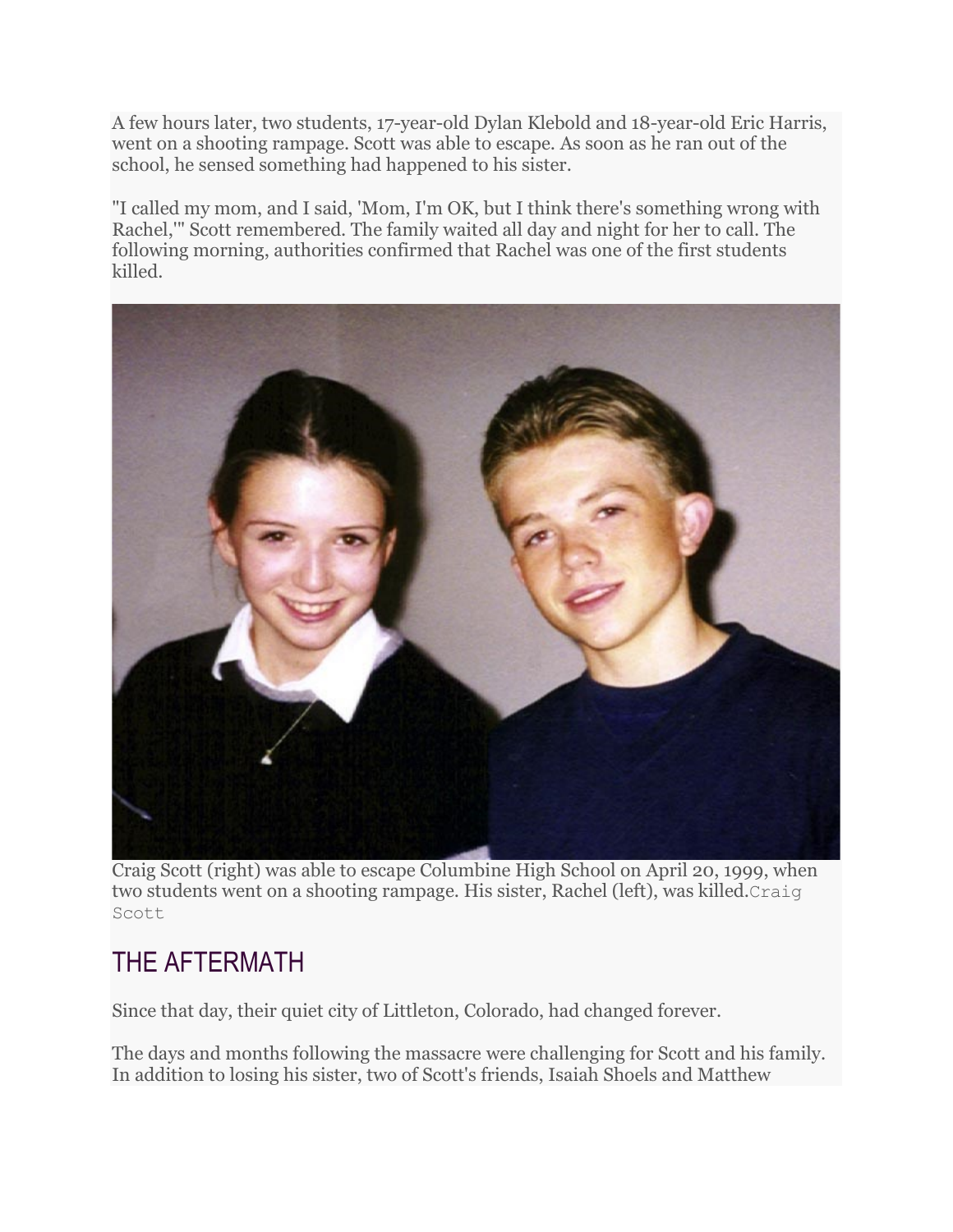A few hours later, two students, 17-year-old Dylan Klebold and 18-year-old Eric Harris, went on a shooting rampage. Scott was able to escape. As soon as he ran out of the school, he sensed something had happened to his sister.

"I called my mom, and I said, 'Mom, I'm OK, but I think there's something wrong with Rachel,'" Scott remembered. The family waited all day and night for her to call. The following morning, authorities confirmed that Rachel was one of the first students killed.

Craig Scott (right) was able to escape Columbine High School on April 20, 1999, when two students went on a shooting rampage. His sister, Rachel (left), was killed. Craig Scott

## THE AFTERMATH

Since that day, their quiet city of Littleton, Colorado, had changed forever.

The days and months following the massacre were challenging for Scott and his family. In addition to losing his sister, two of Scott's friends, Isaiah Shoels and Matthew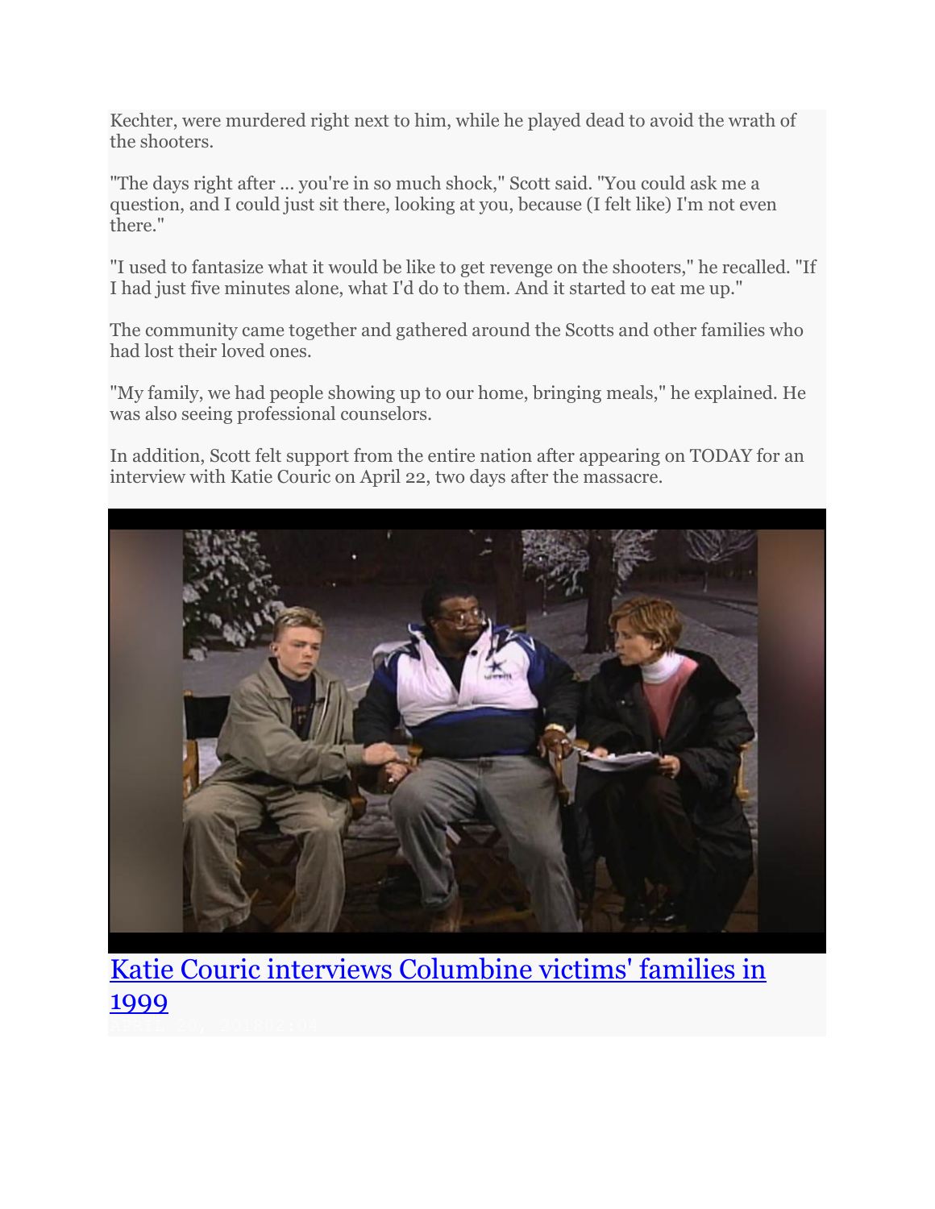Kechter, were murdered right next to him, while he played dead to avoid the wrath of the shooters.

"The days right after ... you're in so much shock," Scott said. "You could ask me a question, and I could just sit there, looking at you, because (I felt like) I'm not even there."

"I used to fantasize what it would be like to get revenge on the shooters," he recalled. "If I had just five minutes alone, what I'd do to them. And it started to eat me up."

The community came together and gathered around the Scotts and other families who had lost their loved ones.

"My family, we had people showing up to our home, bringing meals," he explained. He was also seeing professional counselors.

In addition, Scott felt support from the entire nation after appearing on TODAY for an interview with Katie Couric on April 22, two days after the massacre.

[Katie Couric interviews Columbine victims' families in 1999]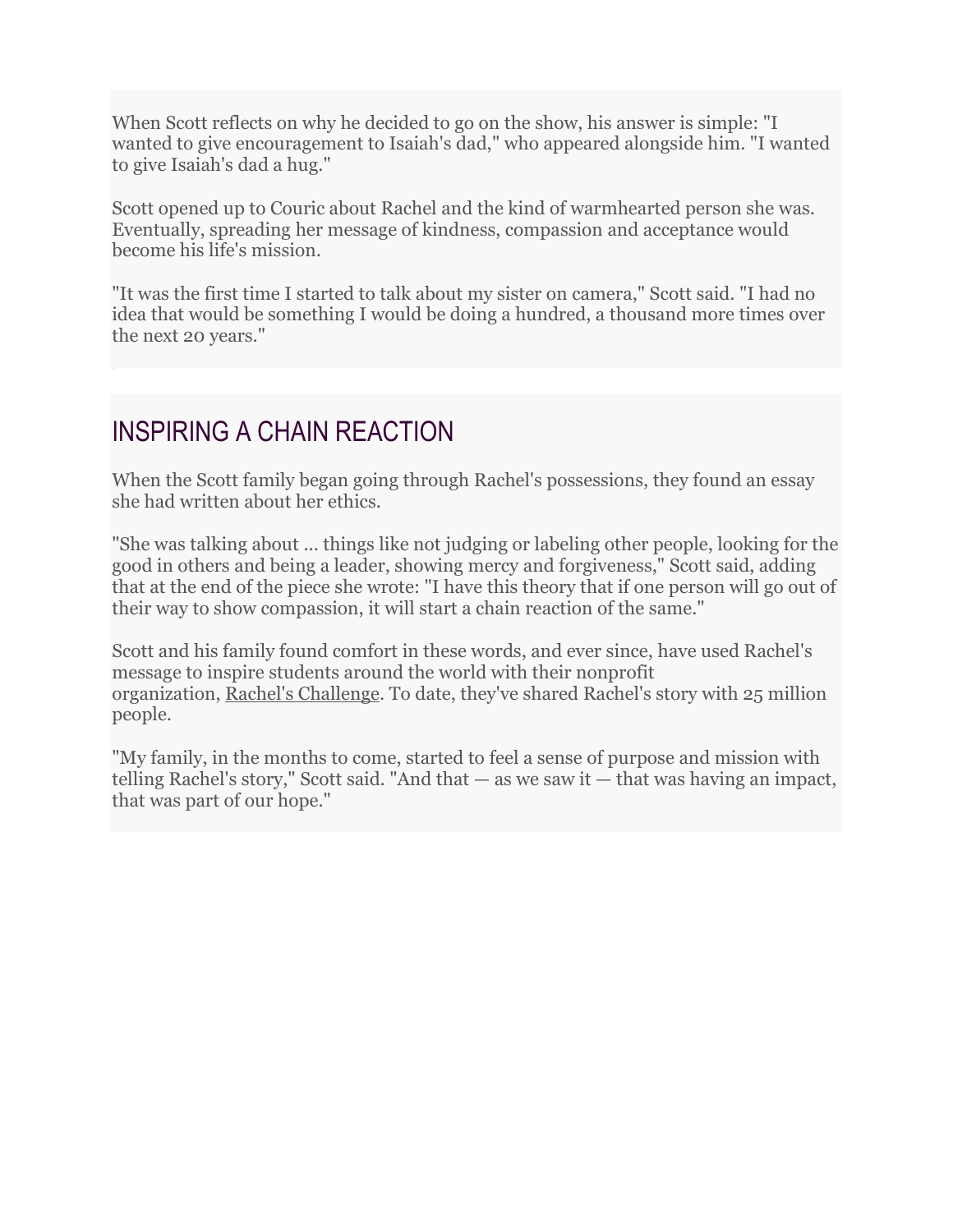When Scott reflects on why he decided to go on the show, his answer is simple: "I wanted to give encouragement to Isaiah's dad," who appeared alongside him. "I wanted to give Isaiah's dad a hug."

Scott opened up to Couric about Rachel and the kind of warmhearted person she was. Eventually, spreading her message of kindness, compassion and acceptance would become his life's mission.

"It was the first time I started to talk about my sister on camera," Scott said. "I had no idea that would be something I would be doing a hundred, a thousand more times over the next 20 years."

## INSPIRING A CHAIN REACTION

When the Scott family began going through Rachel's possessions, they found an essay she had written about her ethics.

"She was talking about ... things like not judging or labeling other people, looking for the good in others and being a leader, showing mercy and forgiveness," Scott said, adding that at the end of the piece she wrote: "I have this theory that if one person will go out of their way to show compassion, it will start a chain reaction of the same."

Scott and his family found comfort in these words, and ever since, have used Rachel's message to inspire students around the world with their nonprofit organization, Rachel's Challenge. To date, they've shared Rachel's story with 25 million people.

"My family, in the months to come, started to feel a sense of purpose and mission with telling Rachel's story," Scott said. "And that — as we saw it — that was having an impact, that was part of our hope."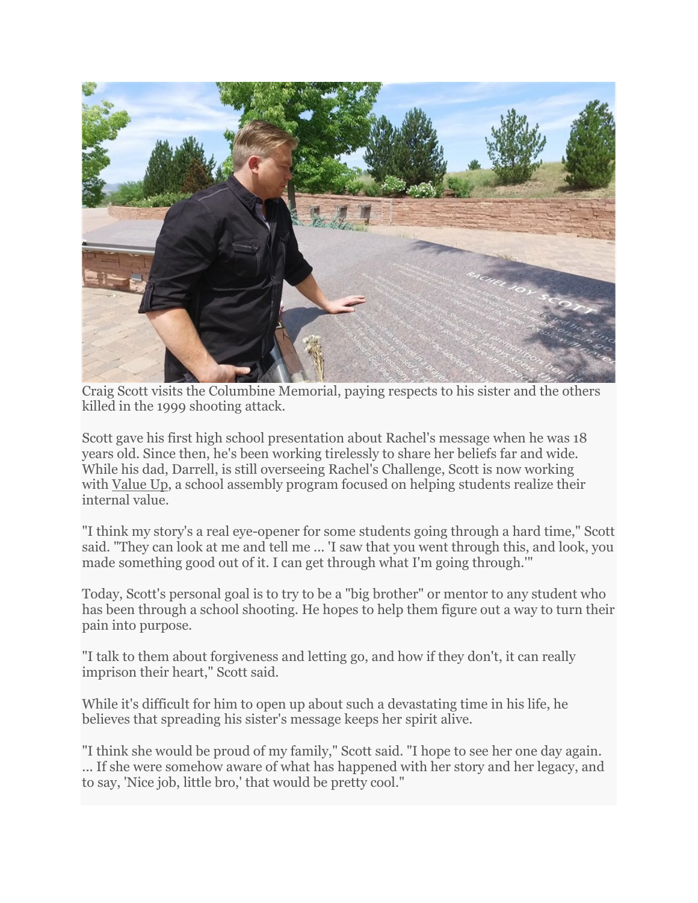Craig Scott visits the Columbine Memorial, paying respects to his sister and the others killed in the 1999 shooting attack.

Scott gave his first high school presentation about Rachel's message when he was 18 years old. Since then, he's been working tirelessly to share her beliefs far and wide. While his dad, Darrell, is still overseeing Rachel's Challenge, Scott is now working with Value Up, a school assembly program focused on helping students realize their internal value.

"I think my story's a real eye-opener for some students going through a hard time," Scott said. "They can look at me and tell me ... 'I saw that you went through this, and look, you made something good out of it. I can get through what I'm going through.'"

Today, Scott's personal goal is to try to be a "big brother" or mentor to any student who has been through a school shooting. He hopes to help them figure out a way to turn their pain into purpose.

"I talk to them about forgiveness and letting go, and how if they don't, it can really imprison their heart," Scott said.

While it's difficult for him to open up about such a devastating time in his life, he believes that spreading his sister's message keeps her spirit alive.

"I think she would be proud of my family," Scott said. "I hope to see her one day again. ... If she were somehow aware of what has happened with her story and her legacy, and to say, 'Nice job, little bro,' that would be pretty cool."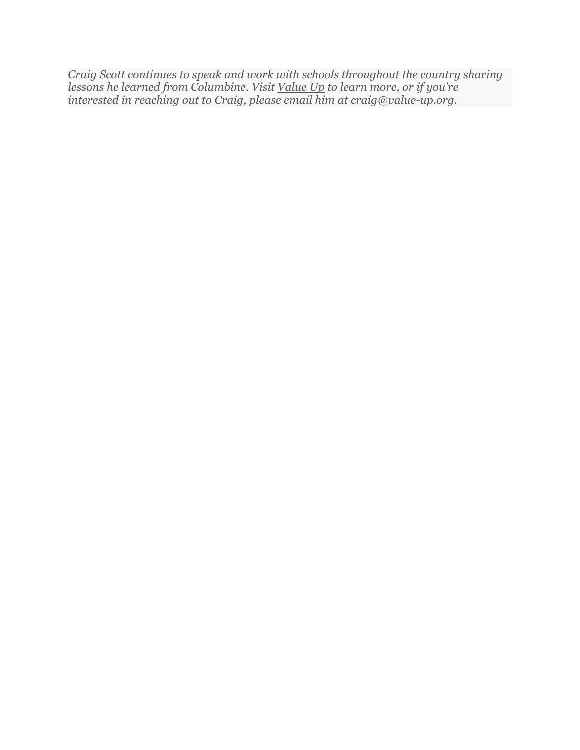*Craig Scott continues to speak and work with schools throughout the country sharing lessons he learned from Columbine. Visit Value Up to learn more, or if you're interested in reaching out to Craig, please email him at craig@value-up.org.*